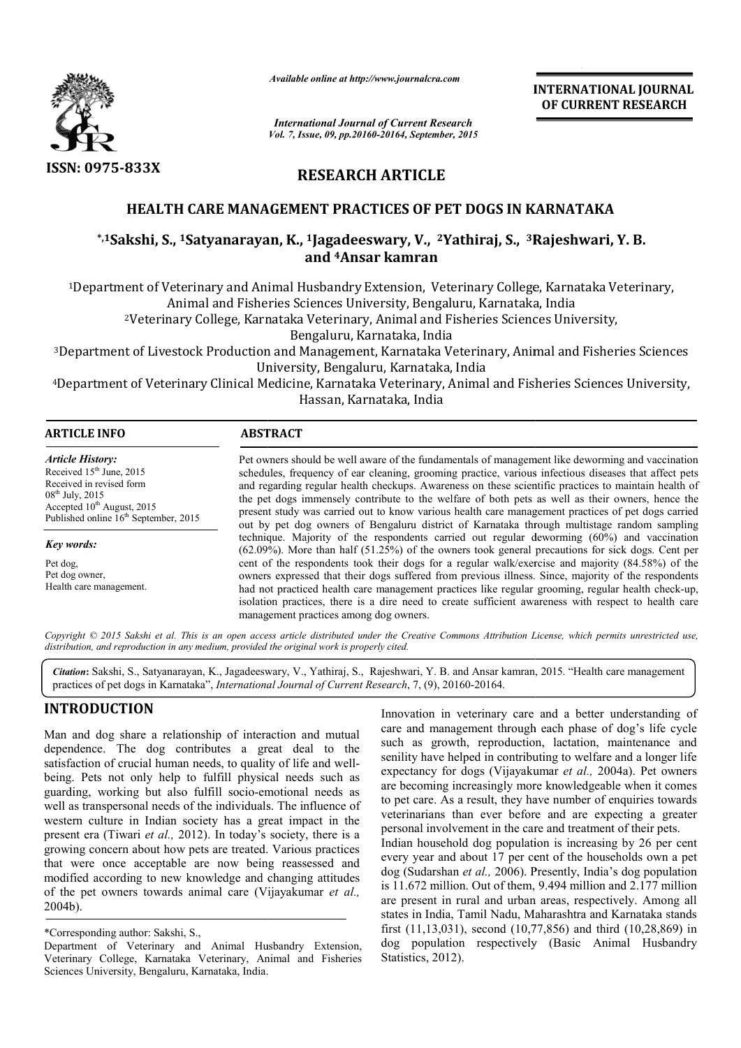*Available online at http://www.journalcra.com*

*International Journal of Current Research*
*Vol. 7, Issue, 09, pp.20160-20164, September, 2015*

**INTERNATIONAL JOURNAL OF CURRENT RESEARCH**

ISSN: 0975-833X

## RESEARCH ARTICLE

# HEALTH CARE MANAGEMENT PRACTICES OF PET DOGS IN KARNATAKA

**\*,[1]Sakshi, S., [1]Satyanarayan, K., [1]Jagadeeswary, V., [2]Yathiraj, S., [3]Rajeshwari, Y. B. and [4]Ansar kamran**

[1]Department of Veterinary and Animal Husbandry Extension, Veterinary College, Karnataka Veterinary, Animal and Fisheries Sciences University, Bengaluru, Karnataka, India

[2]Veterinary College, Karnataka Veterinary, Animal and Fisheries Sciences University, Bengaluru, Karnataka, India

[3]Department of Livestock Production and Management, Karnataka Veterinary, Animal and Fisheries Sciences University, Bengaluru, Karnataka, India

[4]Department of Veterinary Clinical Medicine, Karnataka Veterinary, Animal and Fisheries Sciences University, Hassan, Karnataka, India

**ARTICLE INFO**

*Article History:*
Received 15[th] June, 2015
Received in revised form 08[th] July, 2015
Accepted 10[th] August, 2015
Published online 16[th] September, 2015

*Key words:*
Pet dog,
Pet dog owner,
Health care management.

**ABSTRACT**

Pet owners should be well aware of the fundamentals of management like deworming and vaccination schedules, frequency of ear cleaning, grooming practice, various infectious diseases that affect pets and regarding regular health checkups. Awareness on these scientific practices to maintain health of the pet dogs immensely contribute to the welfare of both pets as well as their owners, hence the present study was carried out to know various health care management practices of pet dogs carried out by pet dog owners of Bengaluru district of Karnataka through multistage random sampling technique. Majority of the respondents carried out regular deworming (60%) and vaccination (62.09%). More than half (51.25%) of the owners took general precautions for sick dogs. Cent per cent of the respondents took their dogs for a regular walk/exercise and majority (84.58%) of the owners expressed that their dogs suffered from previous illness. Since, majority of the respondents had not practiced health care management practices like regular grooming, regular health check-up, isolation practices, there is a dire need to create sufficient awareness with respect to health care management practices among dog owners.

*Copyright © 2015 Sakshi et al. This is an open access article distributed under the Creative Commons Attribution License, which permits unrestricted use, distribution, and reproduction in any medium, provided the original work is properly cited.*

***Citation*: Sakshi, S., Satyanarayan, K., Jagadeeswary, V., Yathiraj, S., Rajeshwari, Y. B. and Ansar kamran, 2015. "Health care management practices of pet dogs in Karnataka", *International Journal of Current Research*, 7, (9), 20160-20164.**

## INTRODUCTION

Man and dog share a relationship of interaction and mutual dependence. The dog contributes a great deal to the satisfaction of crucial human needs, to quality of life and well-being. Pets not only help to fulfill physical needs such as guarding, working but also fulfill socio-emotional needs as well as transpersonal needs of the individuals. The influence of western culture in Indian society has a great impact in the present era (Tiwari *et al.,* 2012). In today's society, there is a growing concern about how pets are treated. Various practices that were once acceptable are now being reassessed and modified according to new knowledge and changing attitudes of the pet owners towards animal care (Vijayakumar *et al.,* 2004b).

Innovation in veterinary care and a better understanding of care and management through each phase of dog's life cycle such as growth, reproduction, lactation, maintenance and senility have helped in contributing to welfare and a longer life expectancy for dogs (Vijayakumar *et al.,* 2004a). Pet owners are becoming increasingly more knowledgeable when it comes to pet care. As a result, they have number of enquiries towards veterinarians than ever before and are expecting a greater personal involvement in the care and treatment of their pets.

Indian household dog population is increasing by 26 per cent every year and about 17 per cent of the households own a pet dog (Sudarshan *et al.,* 2006). Presently, India's dog population is 11.672 million. Out of them, 9.494 million and 2.177 million are present in rural and urban areas, respectively. Among all states in India, Tamil Nadu, Maharashtra and Karnataka stands first (11,13,031), second (10,77,856) and third (10,28,869) in dog population respectively (Basic Animal Husbandry Statistics, 2012).

\*Corresponding author: Sakshi, S.,
Department of Veterinary and Animal Husbandry Extension, Veterinary College, Karnataka Veterinary, Animal and Fisheries Sciences University, Bengaluru, Karnataka, India.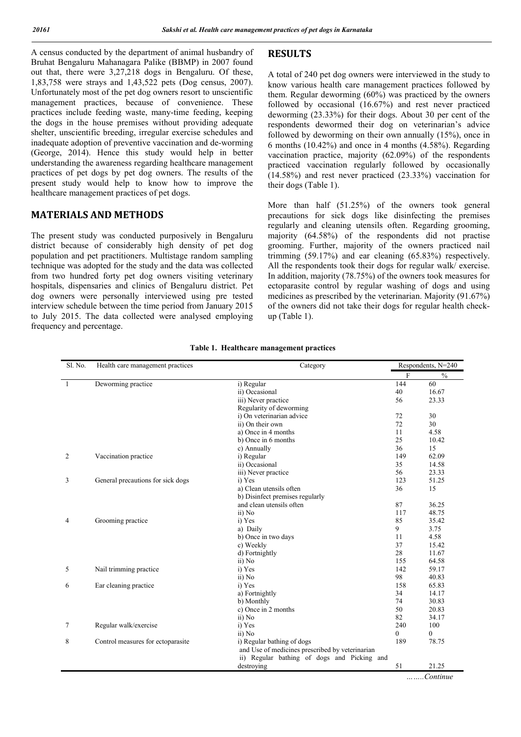A census conducted by the department of animal husbandry of Bruhat Bengaluru Mahanagara Palike (BBMP) in 2007 found out that, there were 3,27,218 dogs in Bengaluru. Of these, 1,83,758 were strays and 1,43,522 pets (Dog census, 2007). Unfortunately most of the pet dog owners resort to unscientific management practices, because of convenience. These practices include feeding waste, many-time feeding, keeping the dogs in the house premises without providing adequate shelter, unscientific breeding, irregular exercise schedules and inadequate adoption of preventive vaccination and de-worming (George, 2014). Hence this study would help in better understanding the awareness regarding healthcare management practices of pet dogs by pet dog owners. The results of the present study would help to know how to improve the healthcare management practices of pet dogs.

## MATERIALS AND METHODS

The present study was conducted purposively in Bengaluru district because of considerably high density of pet dog population and pet practitioners. Multistage random sampling technique was adopted for the study and the data was collected from two hundred forty pet dog owners visiting veterinary hospitals, dispensaries and clinics of Bengaluru district. Pet dog owners were personally interviewed using pre tested interview schedule between the time period from January 2015 to July 2015. The data collected were analysed employing frequency and percentage.

## RESULTS

A total of 240 pet dog owners were interviewed in the study to know various health care management practices followed by them. Regular deworming (60%) was practiced by the owners followed by occasional (16.67%) and rest never practiced deworming (23.33%) for their dogs. About 30 per cent of the respondents dewormed their dog on veterinarian's advice followed by deworming on their own annually (15%), once in 6 months (10.42%) and once in 4 months (4.58%). Regarding vaccination practice, majority (62.09%) of the respondents practiced vaccination regularly followed by occasionally (14.58%) and rest never practiced (23.33%) vaccination for their dogs (Table 1).

More than half (51.25%) of the owners took general precautions for sick dogs like disinfecting the premises regularly and cleaning utensils often. Regarding grooming, majority (64.58%) of the respondents did not practise grooming. Further, majority of the owners practiced nail trimming (59.17%) and ear cleaning (65.83%) respectively. All the respondents took their dogs for regular walk/ exercise. In addition, majority (78.75%) of the owners took measures for ectoparasite control by regular washing of dogs and using medicines as prescribed by the veterinarian. Majority (91.67%) of the owners did not take their dogs for regular health check-up (Table 1).

**Table 1. Healthcare management practices**

| Sl. No. | Health care management practices | Category | Respondents, N=240 | |
|---|---|---|---|---|
| | | | F | % |
| 1 | Deworming practice | i) Regular | 144 | 60 |
| | | ii) Occasional | 40 | 16.67 |
| | | iii) Never practice | 56 | 23.33 |
| | | Regularity of deworming | | |
| | | i) On veterinarian advice | 72 | 30 |
| | | ii) On their own | 72 | 30 |
| | | a) Once in 4 months | 11 | 4.58 |
| | | b) Once in 6 months | 25 | 10.42 |
| | | c) Annually | 36 | 15 |
| 2 | Vaccination practice | i) Regular | 149 | 62.09 |
| | | ii) Occasional | 35 | 14.58 |
| | | iii) Never practice | 56 | 23.33 |
| 3 | General precautions for sick dogs | i) Yes | 123 | 51.25 |
| | | a) Clean utensils often | 36 | 15 |
| | | b) Disinfect premises regularly and clean utensils often | 87 | 36.25 |
| | | ii) No | 117 | 48.75 |
| 4 | Grooming practice | i) Yes | 85 | 35.42 |
| | | a) Daily | 9 | 3.75 |
| | | b) Once in two days | 11 | 4.58 |
| | | c) Weekly | 37 | 15.42 |
| | | d) Fortnightly | 28 | 11.67 |
| | | ii) No | 155 | 64.58 |
| 5 | Nail trimming practice | i) Yes | 142 | 59.17 |
| | | ii) No | 98 | 40.83 |
| 6 | Ear cleaning practice | i) Yes | 158 | 65.83 |
| | | a) Fortnightly | 34 | 14.17 |
| | | b) Monthly | 74 | 30.83 |
| | | c) Once in 2 months | 50 | 20.83 |
| | | ii) No | 82 | 34.17 |
| 7 | Regular walk/exercise | i) Yes | 240 | 100 |
| | | ii) No | 0 | 0 |
| 8 | Control measures for ectoparasite | i) Regular bathing of dogs and Use of medicines prescribed by veterinarian | 189 | 78.75 |
| | | ii) Regular bathing of dogs and Picking and destroying | 51 | 21.25 |

*……..Continue*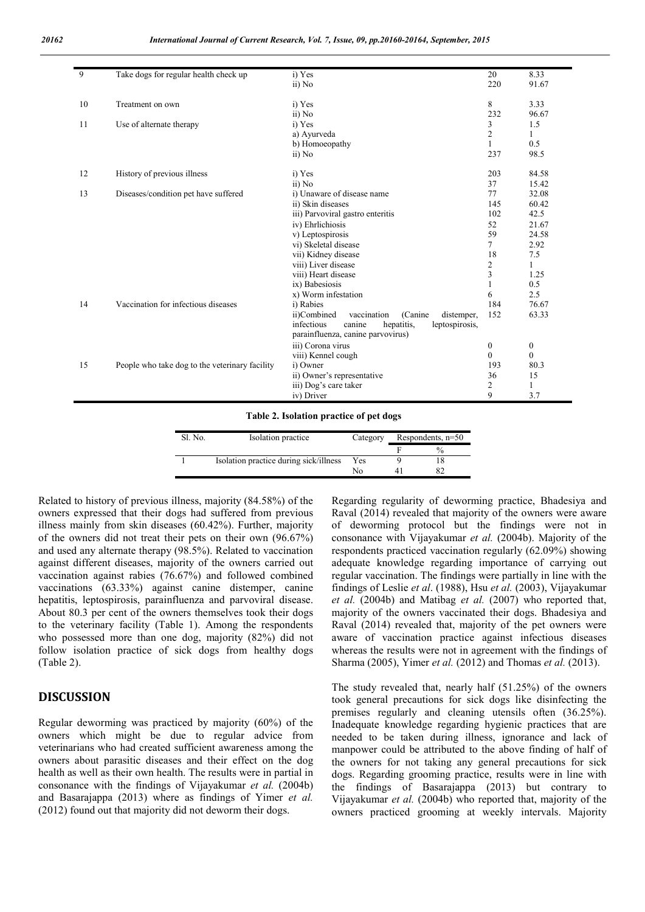| 9 | Take dogs for regular health check up | i) Yes | 20 | 8.33 |
|---|---|---|---|---|
| | | ii) No | 220 | 91.67 |
| 10 | Treatment on own | i) Yes | 8 | 3.33 |
| | | ii) No | 232 | 96.67 |
| 11 | Use of alternate therapy | i) Yes | 3 | 1.5 |
| | | a) Ayurveda | 2 | 1 |
| | | b) Homoeopathy | 1 | 0.5 |
| | | ii) No | 237 | 98.5 |
| 12 | History of previous illness | i) Yes | 203 | 84.58 |
| | | ii) No | 37 | 15.42 |
| 13 | Diseases/condition pet have suffered | i) Unaware of disease name | 77 | 32.08 |
| | | ii) Skin diseases | 145 | 60.42 |
| | | iii) Parvoviral gastro enteritis | 102 | 42.5 |
| | | iv) Ehrlichiosis | 52 | 21.67 |
| | | v) Leptospirosis | 59 | 24.58 |
| | | vi) Skeletal disease | 7 | 2.92 |
| | | vii) Kidney disease | 18 | 7.5 |
| | | viii) Liver disease | 2 | 1 |
| | | viii) Heart disease | 3 | 1.25 |
| | | ix) Babesiosis | 1 | 0.5 |
| | | x) Worm infestation | 6 | 2.5 |
| 14 | Vaccination for infectious diseases | i) Rabies | 184 | 76.67 |
| | | ii)Combined vaccination (Canine distemper, infectious canine hepatitis, leptospirosis, parainfluenza, canine parvovirus) | 152 | 63.33 |
| | | iii) Corona virus | 0 | 0 |
| | | viii) Kennel cough | 0 | 0 |
| 15 | People who take dog to the veterinary facility | i) Owner | 193 | 80.3 |
| | | ii) Owner's representative | 36 | 15 |
| | | iii) Dog's care taker | 2 | 1 |
| | | iv) Driver | 9 | 3.7 |

**Table 2. Isolation practice of pet dogs**

| Sl. No. | Isolation practice | Category | Respondents, n=50 | |
|---|---|---|---|---|
| | | | F | % |
| 1 | Isolation practice during sick/illness | Yes | 9 | 18 |
| | | No | 41 | 82 |

Related to history of previous illness, majority (84.58%) of the owners expressed that their dogs had suffered from previous illness mainly from skin diseases (60.42%). Further, majority of the owners did not treat their pets on their own (96.67%) and used any alternate therapy (98.5%). Related to vaccination against different diseases, majority of the owners carried out vaccination against rabies (76.67%) and followed combined vaccinations (63.33%) against canine distemper, canine hepatitis, leptospirosis, parainfluenza and parvoviral disease. About 80.3 per cent of the owners themselves took their dogs to the veterinary facility (Table 1). Among the respondents who possessed more than one dog, majority (82%) did not follow isolation practice of sick dogs from healthy dogs (Table 2).

## DISCUSSION

Regular deworming was practiced by majority (60%) of the owners which might be due to regular advice from veterinarians who had created sufficient awareness among the owners about parasitic diseases and their effect on the dog health as well as their own health. The results were in partial in consonance with the findings of Vijayakumar *et al.* (2004b) and Basarajappa (2013) where as findings of Yimer *et al.* (2012) found out that majority did not deworm their dogs.

Regarding regularity of deworming practice, Bhadesiya and Raval (2014) revealed that majority of the owners were aware of deworming protocol but the findings were not in consonance with Vijayakumar *et al.* (2004b). Majority of the respondents practiced vaccination regularly (62.09%) showing adequate knowledge regarding importance of carrying out regular vaccination. The findings were partially in line with the findings of Leslie *et al*. (1988), Hsu *et al.* (2003), Vijayakumar *et al.* (2004b) and Matibag *et al.* (2007) who reported that, majority of the owners vaccinated their dogs. Bhadesiya and Raval (2014) revealed that, majority of the pet owners were aware of vaccination practice against infectious diseases whereas the results were not in agreement with the findings of Sharma (2005), Yimer *et al.* (2012) and Thomas *et al.* (2013).

The study revealed that, nearly half (51.25%) of the owners took general precautions for sick dogs like disinfecting the premises regularly and cleaning utensils often (36.25%). Inadequate knowledge regarding hygienic practices that are needed to be taken during illness, ignorance and lack of manpower could be attributed to the above finding of half of the owners for not taking any general precautions for sick dogs. Regarding grooming practice, results were in line with the findings of Basarajappa (2013) but contrary to Vijayakumar *et al.* (2004b) who reported that, majority of the owners practiced grooming at weekly intervals. Majority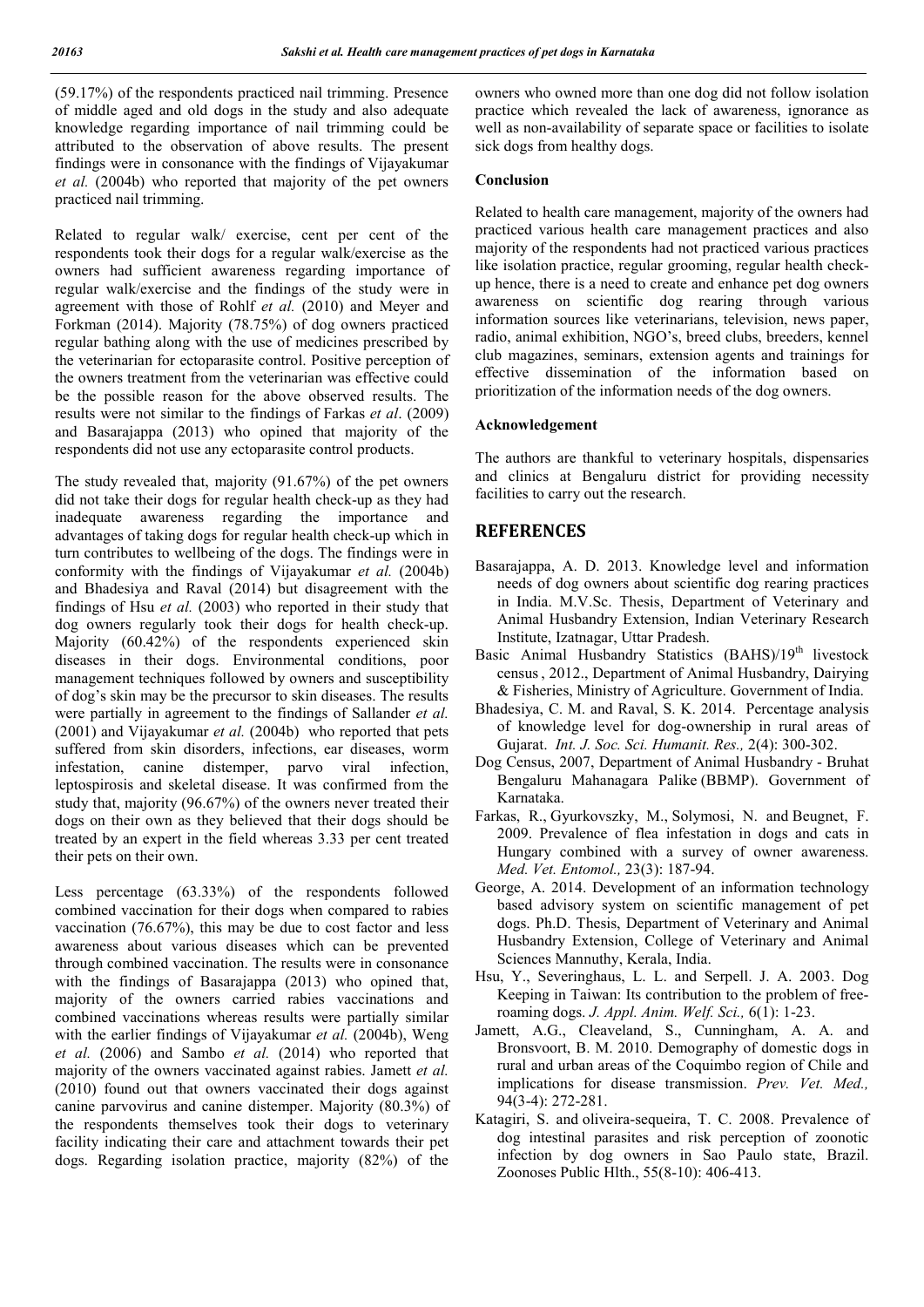(59.17%) of the respondents practiced nail trimming. Presence of middle aged and old dogs in the study and also adequate knowledge regarding importance of nail trimming could be attributed to the observation of above results. The present findings were in consonance with the findings of Vijayakumar *et al.* (2004b) who reported that majority of the pet owners practiced nail trimming.

Related to regular walk/ exercise, cent per cent of the respondents took their dogs for a regular walk/exercise as the owners had sufficient awareness regarding importance of regular walk/exercise and the findings of the study were in agreement with those of Rohlf *et al.* (2010) and Meyer and Forkman (2014). Majority (78.75%) of dog owners practiced regular bathing along with the use of medicines prescribed by the veterinarian for ectoparasite control. Positive perception of the owners treatment from the veterinarian was effective could be the possible reason for the above observed results. The results were not similar to the findings of Farkas *et al*. (2009) and Basarajappa (2013) who opined that majority of the respondents did not use any ectoparasite control products.

The study revealed that, majority (91.67%) of the pet owners did not take their dogs for regular health check-up as they had inadequate awareness regarding the importance and advantages of taking dogs for regular health check-up which in turn contributes to wellbeing of the dogs. The findings were in conformity with the findings of Vijayakumar *et al.* (2004b) and Bhadesiya and Raval (2014) but disagreement with the findings of Hsu *et al.* (2003) who reported in their study that dog owners regularly took their dogs for health check-up. Majority (60.42%) of the respondents experienced skin diseases in their dogs. Environmental conditions, poor management techniques followed by owners and susceptibility of dog's skin may be the precursor to skin diseases. The results were partially in agreement to the findings of Sallander *et al.* (2001) and Vijayakumar *et al.* (2004b) who reported that pets suffered from skin disorders, infections, ear diseases, worm infestation, canine distemper, parvo viral infection, leptospirosis and skeletal disease. It was confirmed from the study that, majority (96.67%) of the owners never treated their dogs on their own as they believed that their dogs should be treated by an expert in the field whereas 3.33 per cent treated their pets on their own.

Less percentage (63.33%) of the respondents followed combined vaccination for their dogs when compared to rabies vaccination (76.67%), this may be due to cost factor and less awareness about various diseases which can be prevented through combined vaccination. The results were in consonance with the findings of Basarajappa (2013) who opined that, majority of the owners carried rabies vaccinations and combined vaccinations whereas results were partially similar with the earlier findings of Vijayakumar *et al.* (2004b), Weng *et al.* (2006) and Sambo *et al.* (2014) who reported that majority of the owners vaccinated against rabies. Jamett *et al.* (2010) found out that owners vaccinated their dogs against canine parvovirus and canine distemper. Majority (80.3%) of the respondents themselves took their dogs to veterinary facility indicating their care and attachment towards their pet dogs. Regarding isolation practice, majority (82%) of the owners who owned more than one dog did not follow isolation practice which revealed the lack of awareness, ignorance as well as non-availability of separate space or facilities to isolate sick dogs from healthy dogs.

## Conclusion

Related to health care management, majority of the owners had practiced various health care management practices and also majority of the respondents had not practiced various practices like isolation practice, regular grooming, regular health check-up hence, there is a need to create and enhance pet dog owners awareness on scientific dog rearing through various information sources like veterinarians, television, news paper, radio, animal exhibition, NGO's, breed clubs, breeders, kennel club magazines, seminars, extension agents and trainings for effective dissemination of the information based on prioritization of the information needs of the dog owners.

## Acknowledgement

The authors are thankful to veterinary hospitals, dispensaries and clinics at Bengaluru district for providing necessity facilities to carry out the research.

# REFERENCES

- Basarajappa, A. D. 2013. Knowledge level and information needs of dog owners about scientific dog rearing practices in India. M.V.Sc. Thesis, Department of Veterinary and Animal Husbandry Extension, Indian Veterinary Research Institute, Izatnagar, Uttar Pradesh.
- Basic Animal Husbandry Statistics (BAHS)/19th livestock census , 2012., Department of Animal Husbandry, Dairying & Fisheries, Ministry of Agriculture. Government of India.
- Bhadesiya, C. M. and Raval, S. K. 2014. Percentage analysis of knowledge level for dog-ownership in rural areas of Gujarat. *Int. J. Soc. Sci. Humanit. Res.,* 2(4): 300-302.
- Dog Census, 2007, Department of Animal Husbandry - Bruhat Bengaluru Mahanagara Palike (BBMP). Government of Karnataka.
- Farkas, R., Gyurkovszky, M., Solymosi, N. and Beugnet, F. 2009. Prevalence of flea infestation in dogs and cats in Hungary combined with a survey of owner awareness. *Med. Vet. Entomol.,* 23(3): 187-94.
- George, A. 2014. Development of an information technology based advisory system on scientific management of pet dogs. Ph.D. Thesis, Department of Veterinary and Animal Husbandry Extension, College of Veterinary and Animal Sciences Mannuthy, Kerala, India.
- Hsu, Y., Severinghaus, L. L. and Serpell. J. A. 2003. Dog Keeping in Taiwan: Its contribution to the problem of free-roaming dogs. *J. Appl. Anim. Welf. Sci.,* 6(1): 1-23.
- Jamett, A.G., Cleaveland, S., Cunningham, A. A. and Bronsvoort, B. M. 2010. Demography of domestic dogs in rural and urban areas of the Coquimbo region of Chile and implications for disease transmission. *Prev. Vet. Med.,* 94(3-4): 272-281.
- Katagiri, S. and oliveira-sequeira, T. C. 2008. Prevalence of dog intestinal parasites and risk perception of zoonotic infection by dog owners in Sao Paulo state, Brazil. Zoonoses Public Hlth., 55(8-10): 406-413.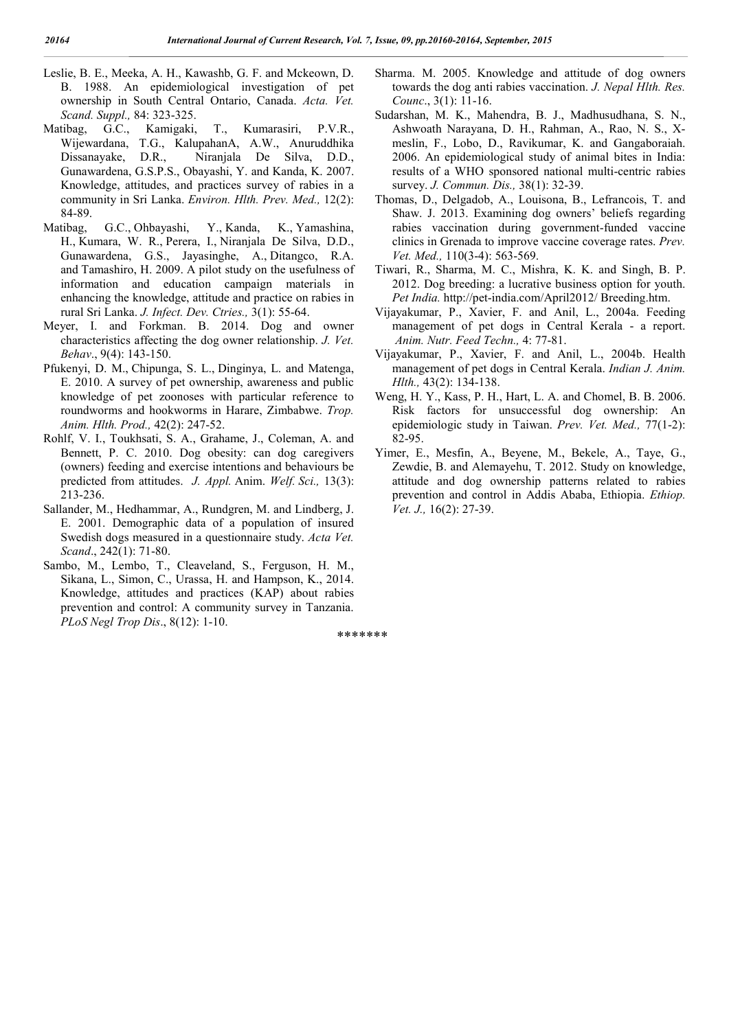Leslie, B. E., Meeka, A. H., Kawashb, G. F. and Mckeown, D. B. 1988. An epidemiological investigation of pet ownership in South Central Ontario, Canada. *Acta. Vet. Scand. Suppl.,* 84: 323-325.

Matibag, G.C., Kamigaki, T., Kumarasiri, P.V.R., Wijewardana, T.G., KalupahanA, A.W., Anuruddhika Dissanayake, D.R., Niranjala De Silva, D.D., Gunawardena, G.S.P.S., Obayashi, Y. and Kanda, K. 2007. Knowledge, attitudes, and practices survey of rabies in a community in Sri Lanka. *Environ. Hlth. Prev. Med.,* 12(2): 84-89.

Matibag, G.C., Ohbayashi, Y., Kanda, K., Yamashina, H., Kumara, W. R., Perera, I., Niranjala De Silva, D.D., Gunawardena, G.S., Jayasinghe, A., Ditangco, R.A. and Tamashiro, H. 2009. A pilot study on the usefulness of information and education campaign materials in enhancing the knowledge, attitude and practice on rabies in rural Sri Lanka. *J. Infect. Dev. Ctries.,* 3(1): 55-64.

Meyer, I. and Forkman. B. 2014. Dog and owner characteristics affecting the dog owner relationship. *J. Vet. Behav*., 9(4): 143-150.

Pfukenyi, D. M., Chipunga, S. L., Dinginya, L. and Matenga, E. 2010. A survey of pet ownership, awareness and public knowledge of pet zoonoses with particular reference to roundworms and hookworms in Harare, Zimbabwe. *Trop. Anim. Hlth. Prod.,* 42(2): 247-52.

Rohlf, V. I., Toukhsati, S. A., Grahame, J., Coleman, A. and Bennett, P. C. 2010. Dog obesity: can dog caregivers (owners) feeding and exercise intentions and behaviours be predicted from attitudes. *J. Appl.* Anim. *Welf. Sci.,* 13(3): 213-236.

Sallander, M., Hedhammar, A., Rundgren, M. and Lindberg, J. E. 2001. Demographic data of a population of insured Swedish dogs measured in a questionnaire study. *Acta Vet. Scand*., 242(1): 71-80.

Sambo, M., Lembo, T., Cleaveland, S., Ferguson, H. M., Sikana, L., Simon, C., Urassa, H. and Hampson, K., 2014. Knowledge, attitudes and practices (KAP) about rabies prevention and control: A community survey in Tanzania. *PLoS Negl Trop Dis*., 8(12): 1-10.

Sharma. M. 2005. Knowledge and attitude of dog owners towards the dog anti rabies vaccination. *J. Nepal Hlth. Res. Counc*., 3(1): 11-16.

Sudarshan, M. K., Mahendra, B. J., Madhusudhana, S. N., Ashwoath Narayana, D. H., Rahman, A., Rao, N. S., X-meslin, F., Lobo, D., Ravikumar, K. and Gangaboraiah. 2006. An epidemiological study of animal bites in India: results of a WHO sponsored national multi-centric rabies survey. *J. Commun. Dis.,* 38(1): 32-39.

Thomas, D., Delgadob, A., Louisona, B., Lefrancois, T. and Shaw. J. 2013. Examining dog owners' beliefs regarding rabies vaccination during government-funded vaccine clinics in Grenada to improve vaccine coverage rates. *Prev. Vet. Med.,* 110(3-4): 563-569.

Tiwari, R., Sharma, M. C., Mishra, K. K. and Singh, B. P. 2012. Dog breeding: a lucrative business option for youth. *Pet India.* http://pet-india.com/April2012/ Breeding.htm.

Vijayakumar, P., Xavier, F. and Anil, L., 2004a. Feeding management of pet dogs in Central Kerala - a report. *Anim. Nutr. Feed Techn.,* 4: 77-81.

Vijayakumar, P., Xavier, F. and Anil, L., 2004b. Health management of pet dogs in Central Kerala. *Indian J. Anim. Hlth.,* 43(2): 134-138.

Weng, H. Y., Kass, P. H., Hart, L. A. and Chomel, B. B. 2006. Risk factors for unsuccessful dog ownership: An epidemiologic study in Taiwan. *Prev. Vet. Med.,* 77(1-2): 82-95.

Yimer, E., Mesfin, A., Beyene, M., Bekele, A., Taye, G., Zewdie, B. and Alemayehu, T. 2012. Study on knowledge, attitude and dog ownership patterns related to rabies prevention and control in Addis Ababa, Ethiopia. *Ethiop. Vet. J.,* 16(2): 27-39.

*******